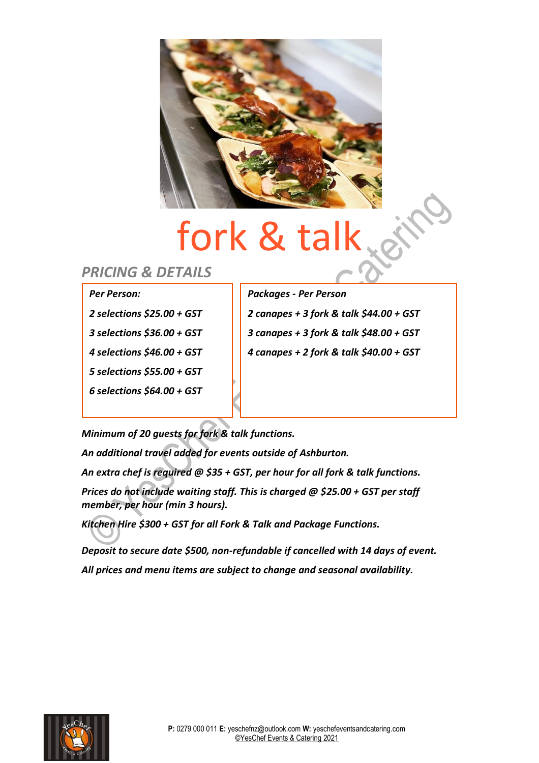# fork & talk

## *PRICING & DETAILS*

| *Per Person:* | *Packages - Per Person* |
|---|---|
| *2 selections $25.00 + GST* | *2 canapes + 3 fork & talk $44.00 + GST* |
| *3 selections $36.00 + GST* | *3 canapes + 3 fork & talk $48.00 + GST* |
| *4 selections $46.00 + GST* | *4 canapes + 2 fork & talk $40.00 + GST* |
| *5 selections $55.00 + GST* | |
| *6 selections $64.00 + GST* | |

***Minimum of 20 guests for fork & talk functions.***

***An additional travel added for events outside of Ashburton.***

***An extra chef is required @ $35 + GST, per hour for all fork & talk functions.***

***Prices do not include waiting staff. This is charged @ $25.00 + GST per staff member, per hour (min 3 hours).***

***Kitchen Hire $300 + GST for all Fork & Talk and Package Functions.***

***Deposit to secure date $500, non-refundable if cancelled with 14 days of event.***

***All prices and menu items are subject to change and seasonal availability.***

**P:** 0279 000 011 **E:** yeschefnz@outlook.com **W:** yeschefeventsandcatering.com
©YesChef Events & Catering 2021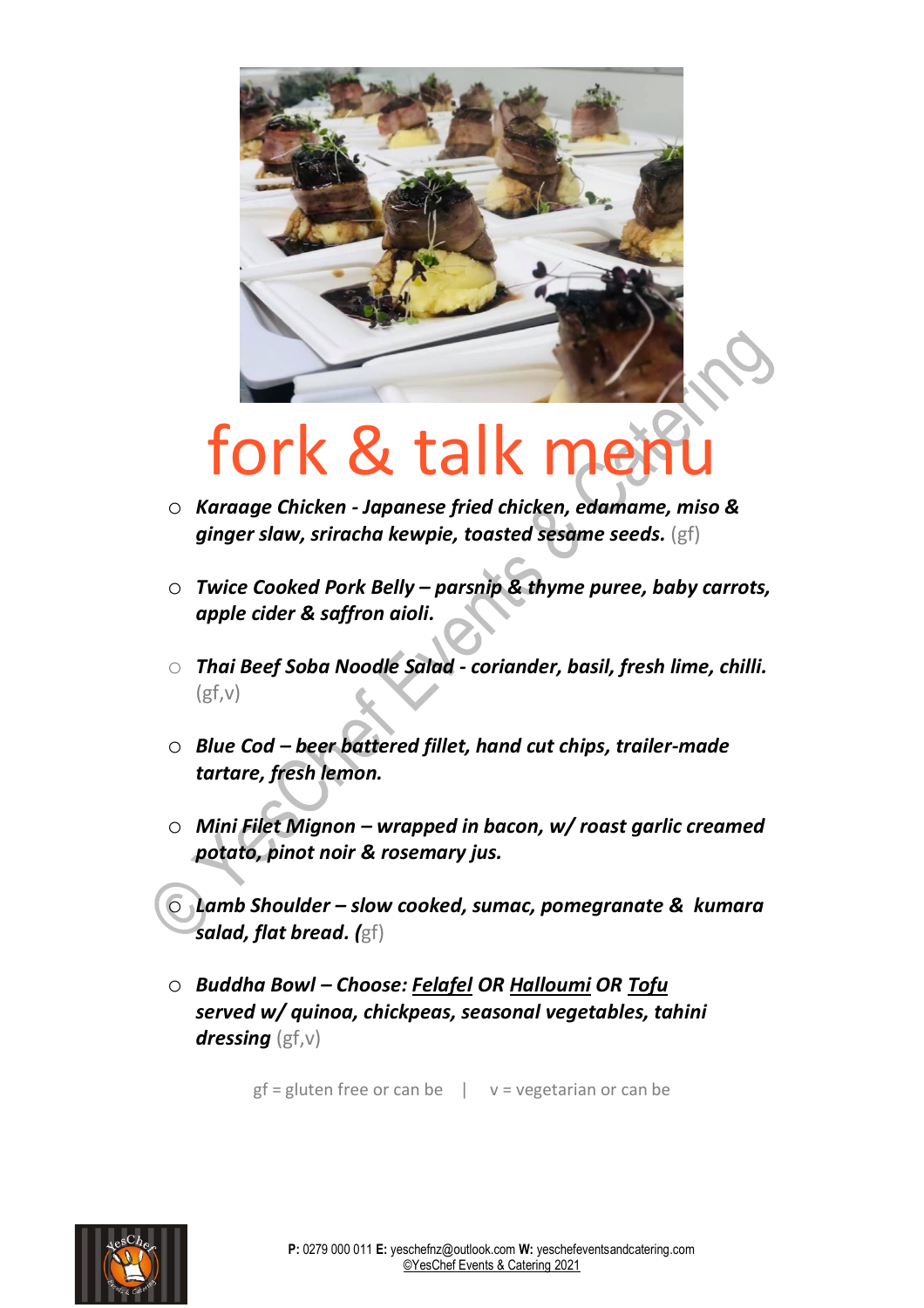# fork & talk menu

- ***Karaage Chicken - Japanese fried chicken, edamame, miso & ginger slaw, sriracha kewpie, toasted sesame seeds.*** (gf)
- ***Twice Cooked Pork Belly – parsnip & thyme puree, baby carrots, apple cider & saffron aioli.***
- ***Thai Beef Soba Noodle Salad - coriander, basil, fresh lime, chilli.*** (gf,v)
- ***Blue Cod – beer battered fillet, hand cut chips, trailer-made tartare, fresh lemon.***
- ***Mini Filet Mignon – wrapped in bacon, w/ roast garlic creamed potato, pinot noir & rosemary jus.***
- ***Lamb Shoulder – slow cooked, sumac, pomegranate & kumara salad, flat bread. (***gf)
- ***Buddha Bowl – Choose: Felafel OR Halloumi OR Tofu served w/ quinoa, chickpeas, seasonal vegetables, tahini dressing*** (gf,v)

gf = gluten free or can be | v = vegetarian or can be

**P:** 0279 000 011 **E:** yeschefnz@outlook.com **W:** yeschefeventsandcatering.com
©YesChef Events & Catering 2021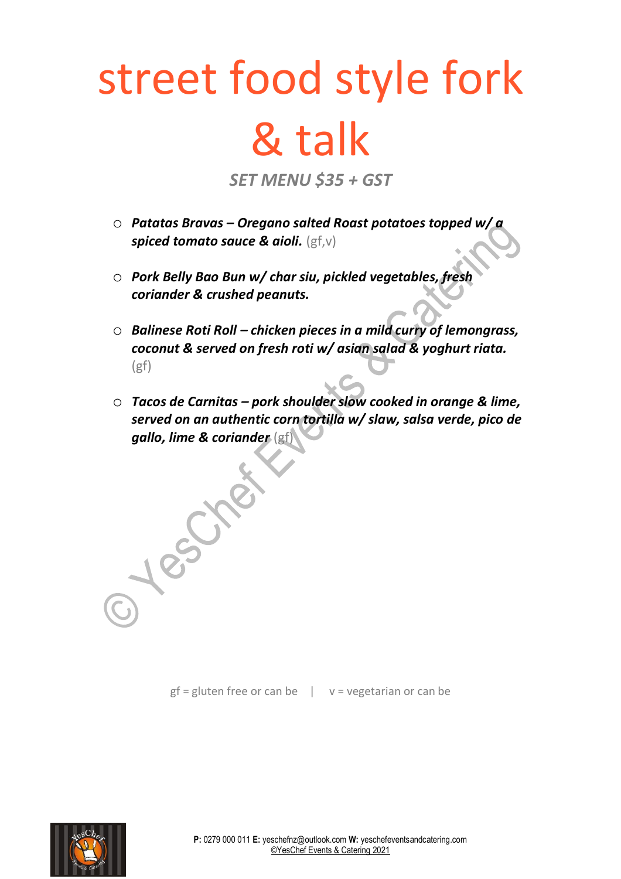# street food style fork & talk

***SET MENU $35 + GST***

- ***Patatas Bravas – Oregano salted Roast potatoes topped w/ a spiced tomato sauce & aioli.*** (gf,v)
- ***Pork Belly Bao Bun w/ char siu, pickled vegetables, fresh coriander & crushed peanuts.***
- ***Balinese Roti Roll – chicken pieces in a mild curry of lemongrass, coconut & served on fresh roti w/ asian salad & yoghurt riata.*** (gf)
- ***Tacos de Carnitas – pork shoulder slow cooked in orange & lime, served on an authentic corn tortilla w/ slaw, salsa verde, pico de gallo, lime & coriander*** (gf)

gf = gluten free or can be | v = vegetarian or can be

**P:** 0279 000 011 **E:** yeschefnz@outlook.com **W:** yeschefeventsandcatering.com
©YesChef Events & Catering 2021